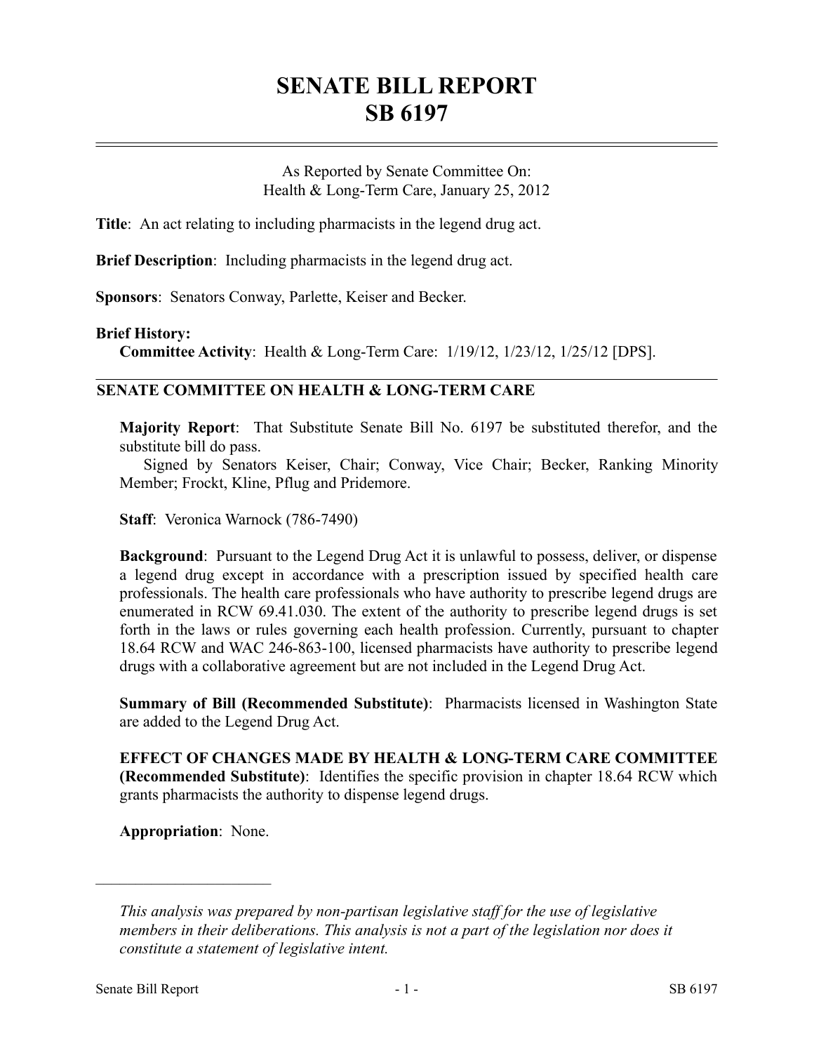# SENATE BILL REPORT
# SB 6197

As Reported by Senate Committee On:
Health & Long-Term Care, January 25, 2012

**Title**: An act relating to including pharmacists in the legend drug act.

**Brief Description**: Including pharmacists in the legend drug act.

**Sponsors**: Senators Conway, Parlette, Keiser and Becker.

**Brief History:**
**Committee Activity**: Health & Long-Term Care: 1/19/12, 1/23/12, 1/25/12 [DPS].

## SENATE COMMITTEE ON HEALTH & LONG-TERM CARE

**Majority Report**: That Substitute Senate Bill No. 6197 be substituted therefor, and the substitute bill do pass.
Signed by Senators Keiser, Chair; Conway, Vice Chair; Becker, Ranking Minority Member; Frockt, Kline, Pflug and Pridemore.

**Staff**: Veronica Warnock (786-7490)

**Background**: Pursuant to the Legend Drug Act it is unlawful to possess, deliver, or dispense a legend drug except in accordance with a prescription issued by specified health care professionals. The health care professionals who have authority to prescribe legend drugs are enumerated in RCW 69.41.030. The extent of the authority to prescribe legend drugs is set forth in the laws or rules governing each health profession. Currently, pursuant to chapter 18.64 RCW and WAC 246-863-100, licensed pharmacists have authority to prescribe legend drugs with a collaborative agreement but are not included in the Legend Drug Act.

**Summary of Bill (Recommended Substitute)**: Pharmacists licensed in Washington State are added to the Legend Drug Act.

**EFFECT OF CHANGES MADE BY HEALTH & LONG-TERM CARE COMMITTEE (Recommended Substitute)**: Identifies the specific provision in chapter 18.64 RCW which grants pharmacists the authority to dispense legend drugs.

**Appropriation**: None.

---

*This analysis was prepared by non-partisan legislative staff for the use of legislative members in their deliberations. This analysis is not a part of the legislation nor does it constitute a statement of legislative intent.*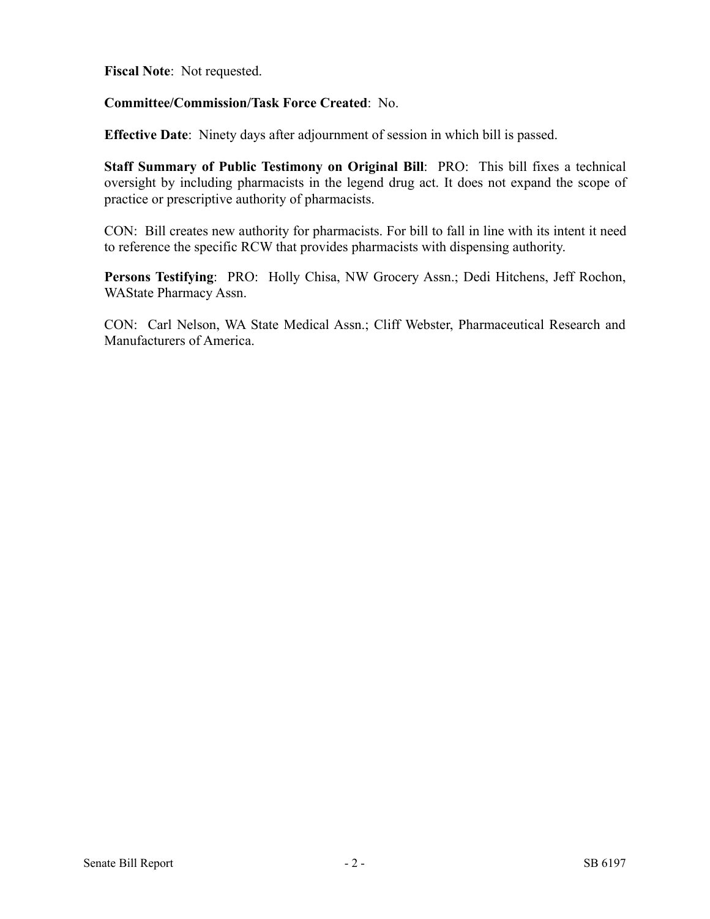**Fiscal Note**: Not requested.

**Committee/Commission/Task Force Created**: No.

**Effective Date**: Ninety days after adjournment of session in which bill is passed.

**Staff Summary of Public Testimony on Original Bill**: PRO: This bill fixes a technical oversight by including pharmacists in the legend drug act. It does not expand the scope of practice or prescriptive authority of pharmacists.

CON: Bill creates new authority for pharmacists. For bill to fall in line with its intent it need to reference the specific RCW that provides pharmacists with dispensing authority.

**Persons Testifying**: PRO: Holly Chisa, NW Grocery Assn.; Dedi Hitchens, Jeff Rochon, WAState Pharmacy Assn.

CON: Carl Nelson, WA State Medical Assn.; Cliff Webster, Pharmaceutical Research and Manufacturers of America.